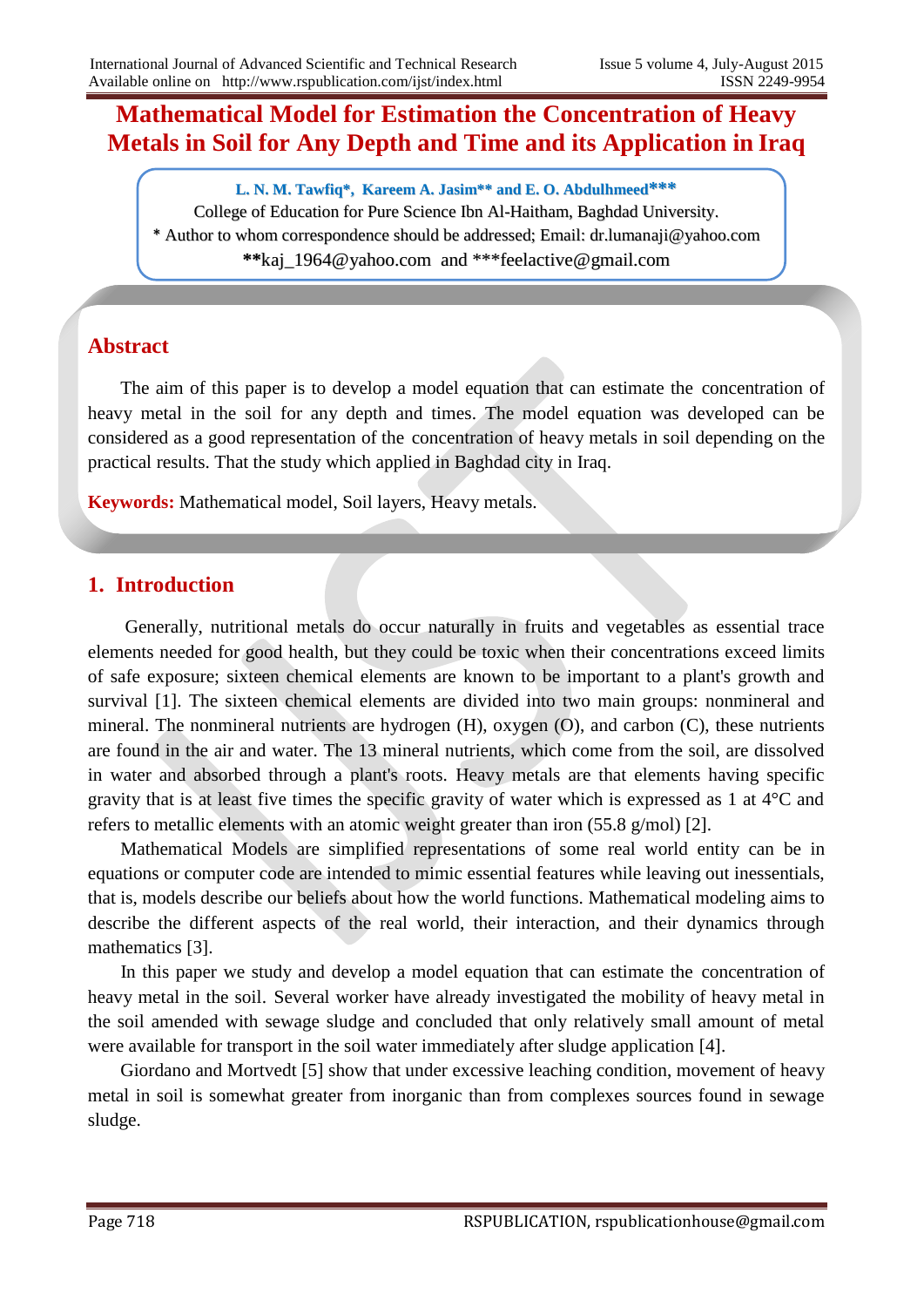# Mathematical Model for Estimation the Concentration of Heavy Metals in Soil for Any Depth and Time and its Application in Iraq

**L. N. M. Tawfiq\*, Kareem A. Jasim\*\* and E. O. Abdulhmeed\*\*\***

College of Education for Pure Science Ibn Al-Haitham, Baghdad University.

\* Author to whom correspondence should be addressed; Email: dr.lumanaji@yahoo.com

\*\*kaj_1964@yahoo.com and \*\*\*feelactive@gmail.com

## Abstract

The aim of this paper is to develop a model equation that can estimate the concentration of heavy metal in the soil for any depth and times. The model equation was developed can be considered as a good representation of the concentration of heavy metals in soil depending on the practical results. That the study which applied in Baghdad city in Iraq.

**Keywords:** Mathematical model, Soil layers, Heavy metals.

## 1. Introduction

Generally, nutritional metals do occur naturally in fruits and vegetables as essential trace elements needed for good health, but they could be toxic when their concentrations exceed limits of safe exposure; sixteen chemical elements are known to be important to a plant's growth and survival [1]. The sixteen chemical elements are divided into two main groups: nonmineral and mineral. The nonmineral nutrients are hydrogen (H), oxygen (O), and carbon (C), these nutrients are found in the air and water. The 13 mineral nutrients, which come from the soil, are dissolved in water and absorbed through a plant's roots. Heavy metals are that elements having specific gravity that is at least five times the specific gravity of water which is expressed as 1 at 4°C and refers to metallic elements with an atomic weight greater than iron (55.8 g/mol) [2].

Mathematical Models are simplified representations of some real world entity can be in equations or computer code are intended to mimic essential features while leaving out inessentials, that is, models describe our beliefs about how the world functions. Mathematical modeling aims to describe the different aspects of the real world, their interaction, and their dynamics through mathematics [3].

In this paper we study and develop a model equation that can estimate the concentration of heavy metal in the soil. Several worker have already investigated the mobility of heavy metal in the soil amended with sewage sludge and concluded that only relatively small amount of metal were available for transport in the soil water immediately after sludge application [4].

Giordano and Mortvedt [5] show that under excessive leaching condition, movement of heavy metal in soil is somewhat greater from inorganic than from complexes sources found in sewage sludge.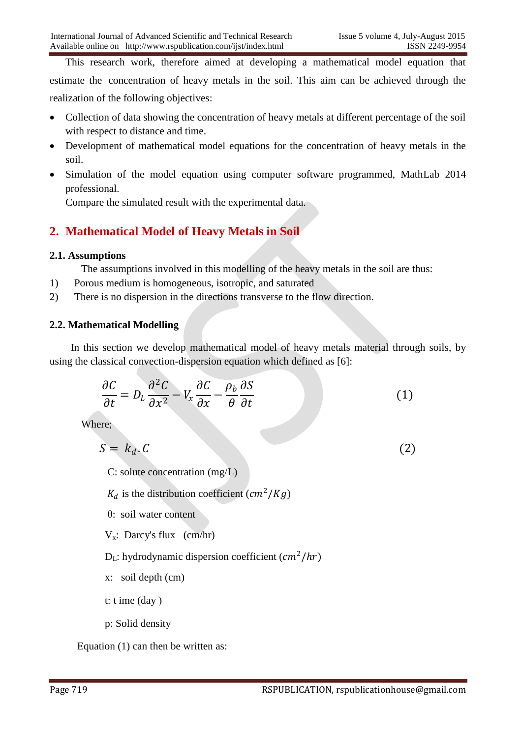This research work, therefore aimed at developing a mathematical model equation that estimate the concentration of heavy metals in the soil. This aim can be achieved through the realization of the following objectives:

- Collection of data showing the concentration of heavy metals at different percentage of the soil with respect to distance and time.
- Development of mathematical model equations for the concentration of heavy metals in the soil.
- Simulation of the model equation using computer software programmed, MathLab 2014 professional.
  Compare the simulated result with the experimental data.

## 2. Mathematical Model of Heavy Metals in Soil

### 2.1. Assumptions

The assumptions involved in this modelling of the heavy metals in the soil are thus:

1) Porous medium is homogeneous, isotropic, and saturated
2) There is no dispersion in the directions transverse to the flow direction.

### 2.2. Mathematical Modelling

In this section we develop mathematical model of heavy metals material through soils, by using the classical convection-dispersion equation which defined as [6]:

$$\frac{\partial C}{\partial t} = D_L \frac{\partial^2 C}{\partial x^2} - V_x \frac{\partial C}{\partial x} - \frac{\rho_b}{\theta} \frac{\partial S}{\partial t} \tag{1}$$

Where;

$$S = k_d . C \tag{2}$$

C: solute concentration (mg/L)

$K_d$ is the distribution coefficient $(cm^2/Kg)$

θ: soil water content

$V_x$: Darcy's flux (cm/hr)

$D_L$: hydrodynamic dispersion coefficient $(cm^2/hr)$

x: soil depth (cm)

t: t time (day )

p: Solid density

Equation (1) can then be written as: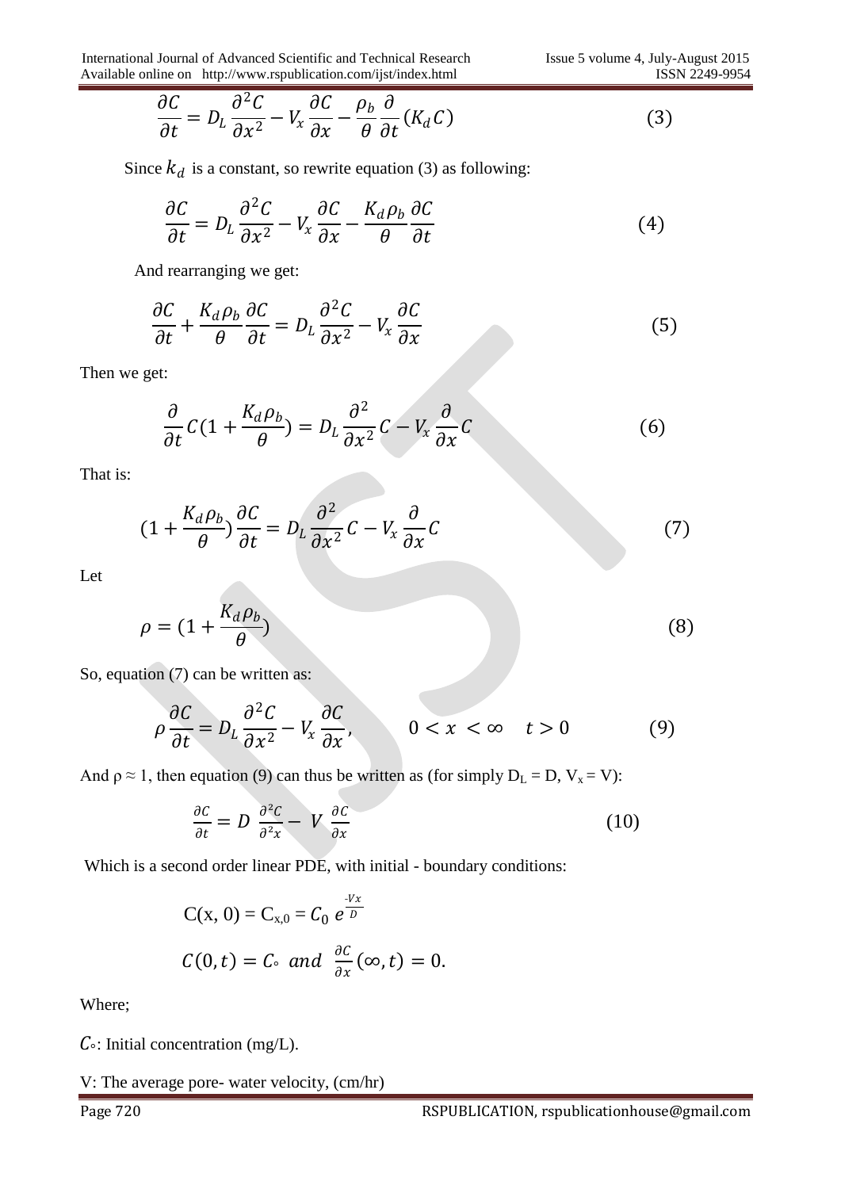$$\frac{\partial C}{\partial t} = D_L \frac{\partial^2 C}{\partial x^2} - V_x \frac{\partial C}{\partial x} - \frac{\rho_b}{\theta} \frac{\partial}{\partial t}(K_d C) \tag{3}$$

Since $k_d$ is a constant, so rewrite equation (3) as following:

$$\frac{\partial C}{\partial t} = D_L \frac{\partial^2 C}{\partial x^2} - V_x \frac{\partial C}{\partial x} - \frac{K_d \rho_b}{\theta} \frac{\partial C}{\partial t} \tag{4}$$

And rearranging we get:

$$\frac{\partial C}{\partial t} + \frac{K_d \rho_b}{\theta} \frac{\partial C}{\partial t} = D_L \frac{\partial^2 C}{\partial x^2} - V_x \frac{\partial C}{\partial x} \tag{5}$$

Then we get:

$$\frac{\partial}{\partial t} C (1 + \frac{K_d \rho_b}{\theta}) = D_L \frac{\partial^2}{\partial x^2} C - V_x \frac{\partial}{\partial x} C \tag{6}$$

That is:

$$(1 + \frac{K_d \rho_b}{\theta}) \frac{\partial C}{\partial t} = D_L \frac{\partial^2}{\partial x^2} C - V_x \frac{\partial}{\partial x} C \tag{7}$$

Let

$$\rho = (1 + \frac{K_d \rho_b}{\theta}) \tag{8}$$

So, equation (7) can be written as:

$$\rho \frac{\partial C}{\partial t} = D_L \frac{\partial^2 C}{\partial x^2} - V_x \frac{\partial C}{\partial x}, \qquad 0 < x < \infty \quad t > 0 \tag{9}$$

And $\rho \approx 1$, then equation (9) can thus be written as (for simply $D_L = D$, $V_x = V$):

$$\frac{\partial C}{\partial t} = D \ \frac{\partial^2 C}{\partial^2 x} - \ V \ \frac{\partial C}{\partial x} \tag{10}$$

Which is a second order linear PDE, with initial - boundary conditions:

$$C(x, 0) = C_{x,0} = C_0 \ e^{\frac{-Vx}{D}}$$

$$C(0,t) = C_\circ \ and \ \frac{\partial C}{\partial x}(\infty, t) = 0.$$

Where;

$C_\circ$: Initial concentration (mg/L).

V: The average pore- water velocity, (cm/hr)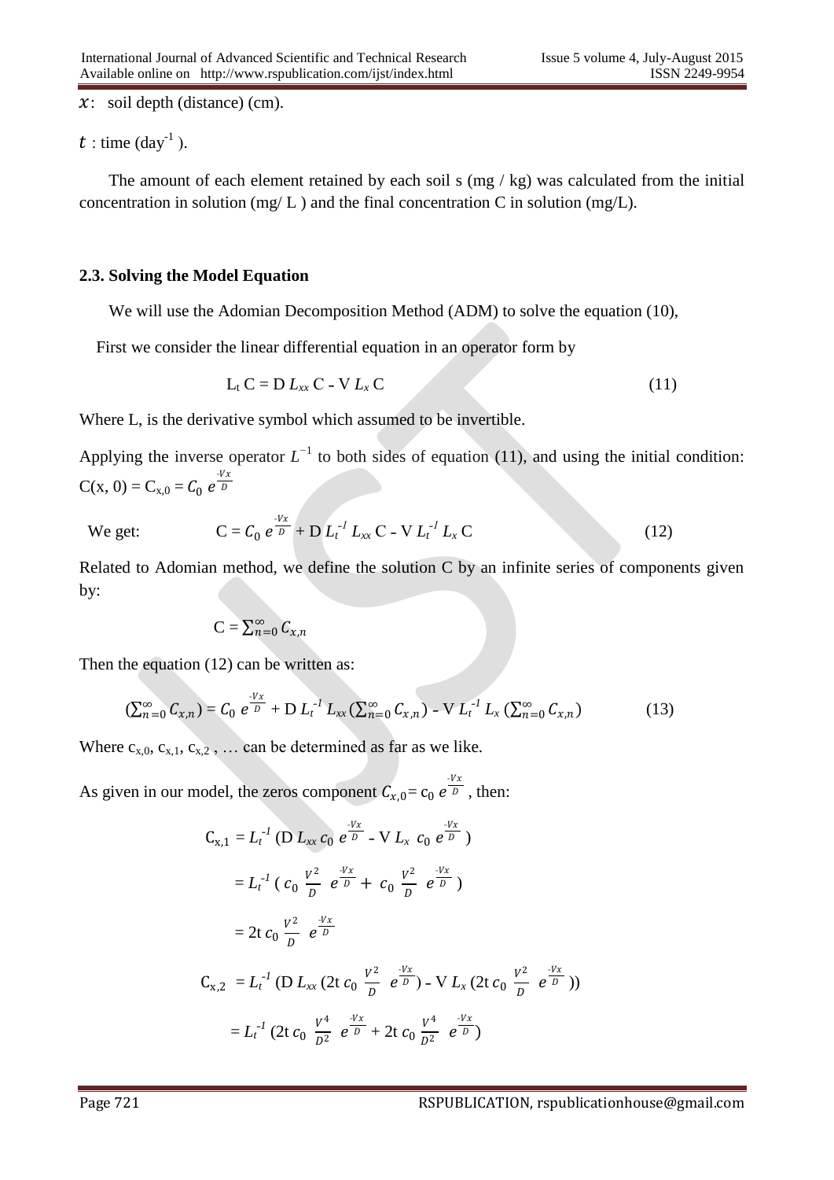$x$: soil depth (distance) (cm).

$t$ : time ($day^{-1}$ ).

The amount of each element retained by each soil s (mg / kg) was calculated from the initial concentration in solution (mg/ L ) and the final concentration C in solution (mg/L).

### 2.3. Solving the Model Equation

We will use the Adomian Decomposition Method (ADM) to solve the equation (10),

First we consider the linear differential equation in an operator form by

$$L_t C = D L_{xx} C - V L_x C \tag{11}$$

Where L, is the derivative symbol which assumed to be invertible.

Applying the inverse operator $L^{-1}$ to both sides of equation (11), and using the initial condition: $C(x, 0) = C_{x,0} = C_0 \, e^{\frac{-Vx}{D}}$

We get:

$$C = C_0 \, e^{\frac{-Vx}{D}} + D \, L_t^{-1} L_{xx} C - V \, L_t^{-1} L_x C \tag{12}$$

Related to Adomian method, we define the solution C by an infinite series of components given by:

$$C = \sum_{n=0}^{\infty} C_{x,n}$$

Then the equation (12) can be written as:

$$\left(\sum_{n=0}^{\infty} C_{x,n}\right) = C_0 \, e^{\frac{-Vx}{D}} + D \, L_t^{-1} L_{xx} \left(\sum_{n=0}^{\infty} C_{x,n}\right) - V \, L_t^{-1} L_x \left(\sum_{n=0}^{\infty} C_{x,n}\right) \tag{13}$$

Where $c_{x,0}$, $c_{x,1}$, $c_{x,2}$ , … can be determined as far as we like.

As given in our model, the zeros component $C_{x,0} = c_0 \, e^{\frac{-Vx}{D}}$ , then:

$$\begin{aligned}
C_{x,1} &= L_t^{-1} \left(D \, L_{xx} \, c_0 \, e^{\frac{-Vx}{D}} - V \, L_x \, c_0 \, e^{\frac{-Vx}{D}}\right) \\
&= L_t^{-1} \left( c_0 \, \frac{V^2}{D} \, e^{\frac{-Vx}{D}} + c_0 \, \frac{V^2}{D} \, e^{\frac{-Vx}{D}} \right) \\
&= 2t \, c_0 \, \frac{V^2}{D} \, e^{\frac{-Vx}{D}}
\end{aligned}$$

$$\begin{aligned}
C_{x,2} &= L_t^{-1} \left(D \, L_{xx} \left(2t \, c_0 \, \frac{V^2}{D} \, e^{\frac{-Vx}{D}}\right) - V \, L_x \left(2t \, c_0 \, \frac{V^2}{D} \, e^{\frac{-Vx}{D}}\right)\right) \\
&= L_t^{-1} \left(2t \, c_0 \, \frac{V^4}{D^2} \, e^{\frac{-Vx}{D}} + 2t \, c_0 \, \frac{V^4}{D^2} \, e^{\frac{-Vx}{D}}\right)
\end{aligned}$$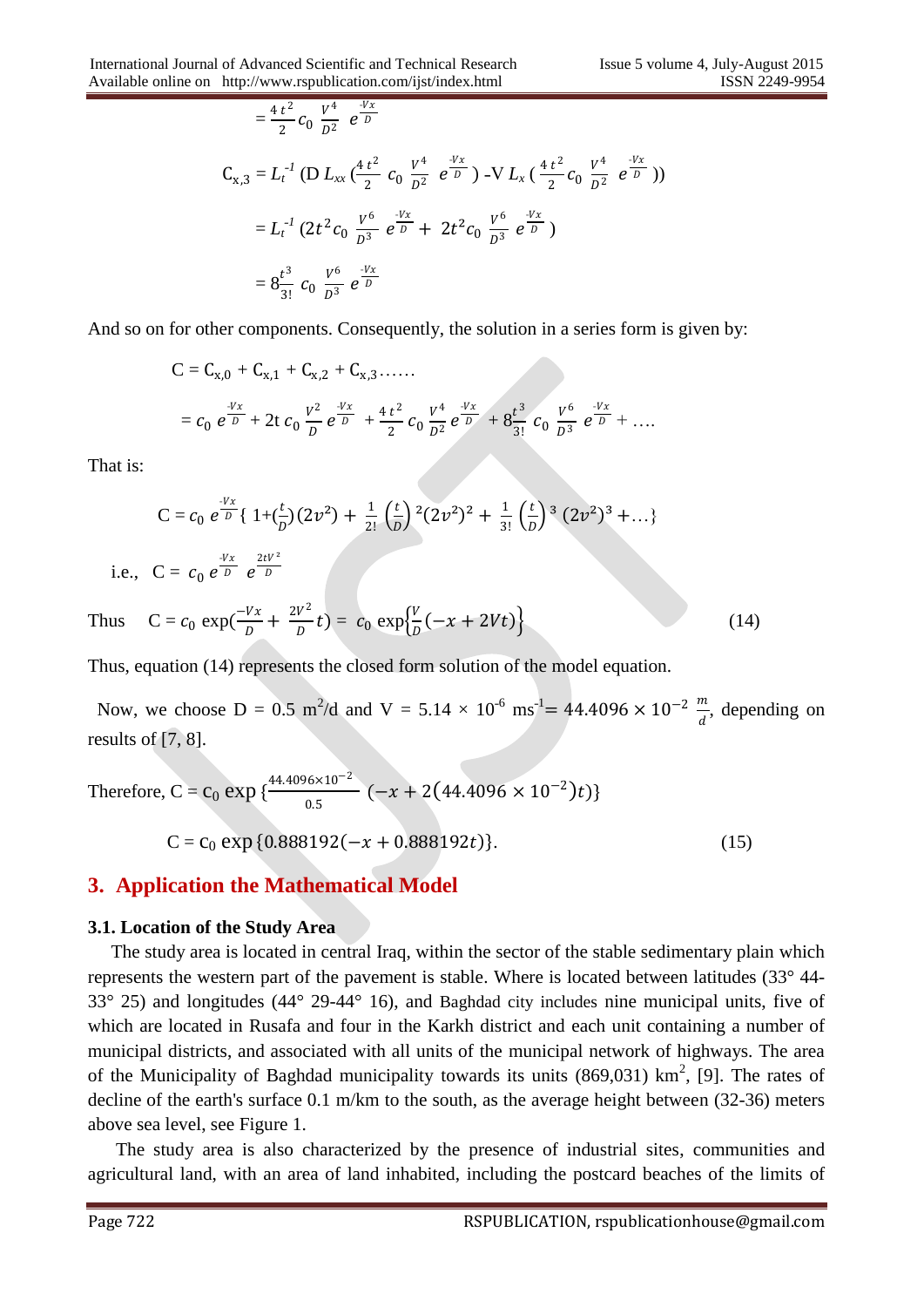$$= \frac{4\,t^2}{2} c_0 \; \frac{V^4}{D^2} \; e^{\frac{-Vx}{D}}$$

$$C_{x,3} = L_t^{-1} \left( D\, L_{xx} \left( \frac{4\,t^2}{2} \; c_0 \; \frac{V^4}{D^2} \; e^{\frac{-Vx}{D}} \right) - V\, L_x \left( \frac{4\,t^2}{2} c_0 \; \frac{V^4}{D^2} \; e^{\frac{-Vx}{D}} \right) \right)$$

$$= L_t^{-1} \left( 2t^2 c_0 \; \frac{V^6}{D^3} \; e^{\frac{-Vx}{D}} + \; 2t^2 c_0 \; \frac{V^6}{D^3} \; e^{\frac{-Vx}{D}} \right)$$

$$= 8\frac{t^3}{3!} \; c_0 \; \frac{V^6}{D^3} \; e^{\frac{-Vx}{D}}$$

And so on for other components. Consequently, the solution in a series form is given by:

$$C = C_{x,0} + C_{x,1} + C_{x,2} + C_{x,3} \ldots\ldots$$

$$= c_0 \; e^{\frac{-Vx}{D}} + 2t \; c_0 \; \frac{V^2}{D} \, e^{\frac{-Vx}{D}} \; + \frac{4\,t^2}{2} \, c_0 \; \frac{V^4}{D^2} \, e^{\frac{-Vx}{D}} \; + 8\frac{t^3}{3!} \; c_0 \; \frac{V^6}{D^3} \; e^{\frac{-Vx}{D}} + \ldots.$$

That is:

$$C = c_0 \; e^{\frac{-Vx}{D}} \left\{ \; 1 + \left(\frac{t}{D}\right)(2v^2) + \; \frac{1}{2!} \left(\frac{t}{D}\right)^2 (2v^2)^2 + \; \frac{1}{3!} \left(\frac{t}{D}\right)^3 \; (2v^2)^3 + \ldots \right\}$$

i.e., $C = \; c_0 \; e^{\frac{-Vx}{D}} \;\; e^{\frac{2tV^2}{D}}$

Thus $\quad C = c_0 \; \exp\left(\frac{-Vx}{D} + \; \frac{2V^2}{D} t\right) = \; c_0 \; \exp\left\{\frac{V}{D}(-x + 2Vt)\right\} \qquad (14)$

Thus, equation (14) represents the closed form solution of the model equation.

Now, we choose D = 0.5 $m^2$/d and V = 5.14 × $10^{-6}$ $ms^{-1}$= $44.4096 \times 10^{-2} \; \frac{m}{d}$, depending on results of [7, 8].

Therefore, $C = c_0 \; \exp \left\{\frac{44.4096 \times 10^{-2}}{0.5} \; \left(-x + 2\left(44.4096 \times 10^{-2}\right)t\right)\right\}$

$$C = c_0 \; \exp\{0.888192(-x + 0.888192t)\}. \qquad (15)$$

## 3. Application the Mathematical Model

### 3.1. Location of the Study Area

The study area is located in central Iraq, within the sector of the stable sedimentary plain which represents the western part of the pavement is stable. Where is located between latitudes (33° 44-33° 25) and longitudes (44° 29-44° 16), and Baghdad city includes nine municipal units, five of which are located in Rusafa and four in the Karkh district and each unit containing a number of municipal districts, and associated with all units of the municipal network of highways. The area of the Municipality of Baghdad municipality towards its units (869,031) $km^2$, [9]. The rates of decline of the earth's surface 0.1 m/km to the south, as the average height between (32-36) meters above sea level, see Figure 1.

The study area is also characterized by the presence of industrial sites, communities and agricultural land, with an area of land inhabited, including the postcard beaches of the limits of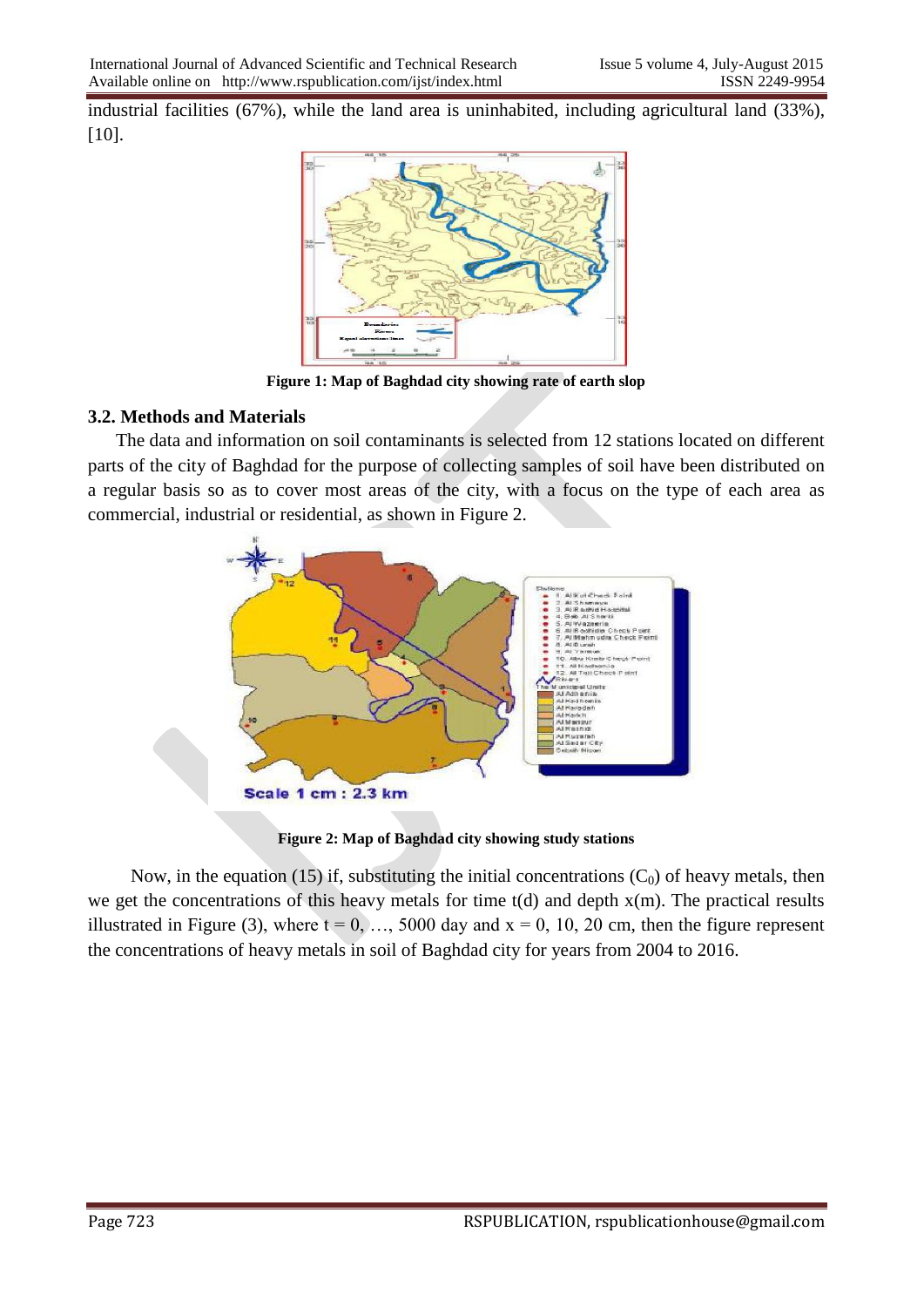industrial facilities (67%), while the land area is uninhabited, including agricultural land (33%), [10].

Figure 1: Map of Baghdad city showing rate of earth slop

### 3.2. Methods and Materials

The data and information on soil contaminants is selected from 12 stations located on different parts of the city of Baghdad for the purpose of collecting samples of soil have been distributed on a regular basis so as to cover most areas of the city, with a focus on the type of each area as commercial, industrial or residential, as shown in Figure 2.

Figure 2: Map of Baghdad city showing study stations

Now, in the equation (15) if, substituting the initial concentrations ($C_0$) of heavy metals, then we get the concentrations of this heavy metals for time t(d) and depth x(m). The practical results illustrated in Figure (3), where $t = 0, \ldots, 5000$ day and $x = 0, 10, 20$ cm, then the figure represent the concentrations of heavy metals in soil of Baghdad city for years from 2004 to 2016.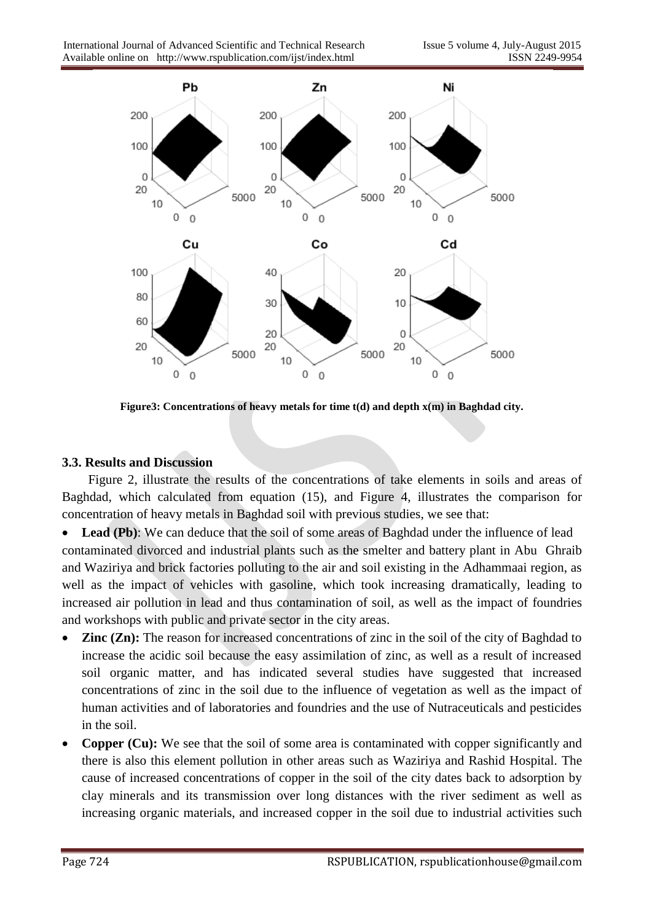Figure3: Concentrations of heavy metals for time t(d) and depth x(m) in Baghdad city.

### 3.3. Results and Discussion

Figure 2, illustrate the results of the concentrations of take elements in soils and areas of Baghdad, which calculated from equation (15), and Figure 4, illustrates the comparison for concentration of heavy metals in Baghdad soil with previous studies, we see that:

- **Lead (Pb)**: We can deduce that the soil of some areas of Baghdad under the influence of lead contaminated divorced and industrial plants such as the smelter and battery plant in Abu Ghraib and Waziriya and brick factories polluting to the air and soil existing in the Adhammaai region, as well as the impact of vehicles with gasoline, which took increasing dramatically, leading to increased air pollution in lead and thus contamination of soil, as well as the impact of foundries and workshops with public and private sector in the city areas.
- **Zinc (Zn):** The reason for increased concentrations of zinc in the soil of the city of Baghdad to increase the acidic soil because the easy assimilation of zinc, as well as a result of increased soil organic matter, and has indicated several studies have suggested that increased concentrations of zinc in the soil due to the influence of vegetation as well as the impact of human activities and of laboratories and foundries and the use of Nutraceuticals and pesticides in the soil.
- **Copper (Cu):** We see that the soil of some area is contaminated with copper significantly and there is also this element pollution in other areas such as Waziriya and Rashid Hospital. The cause of increased concentrations of copper in the soil of the city dates back to adsorption by clay minerals and its transmission over long distances with the river sediment as well as increasing organic materials, and increased copper in the soil due to industrial activities such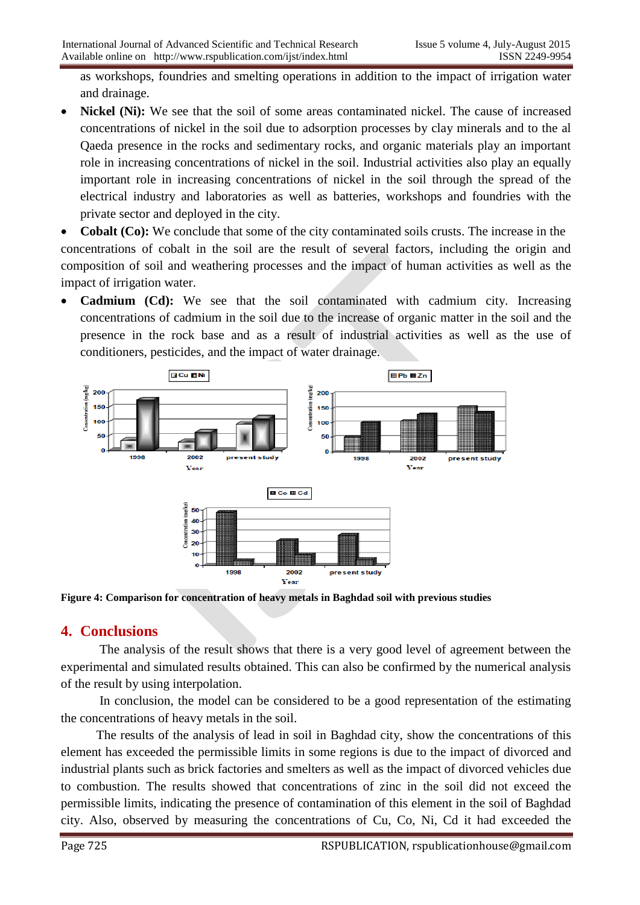as workshops, foundries and smelting operations in addition to the impact of irrigation water and drainage.

- **Nickel (Ni):** We see that the soil of some areas contaminated nickel. The cause of increased concentrations of nickel in the soil due to adsorption processes by clay minerals and to the al Qaeda presence in the rocks and sedimentary rocks, and organic materials play an important role in increasing concentrations of nickel in the soil. Industrial activities also play an equally important role in increasing concentrations of nickel in the soil through the spread of the electrical industry and laboratories as well as batteries, workshops and foundries with the private sector and deployed in the city.
- **Cobalt (Co):** We conclude that some of the city contaminated soils crusts. The increase in the concentrations of cobalt in the soil are the result of several factors, including the origin and composition of soil and weathering processes and the impact of human activities as well as the impact of irrigation water.
- **Cadmium (Cd):** We see that the soil contaminated with cadmium city. Increasing concentrations of cadmium in the soil due to the increase of organic matter in the soil and the presence in the rock base and as a result of industrial activities as well as the use of conditioners, pesticides, and the impact of water drainage.

**Figure 4: Comparison for concentration of heavy metals in Baghdad soil with previous studies**

## 4. Conclusions

The analysis of the result shows that there is a very good level of agreement between the experimental and simulated results obtained. This can also be confirmed by the numerical analysis of the result by using interpolation.

In conclusion, the model can be considered to be a good representation of the estimating the concentrations of heavy metals in the soil.

The results of the analysis of lead in soil in Baghdad city, show the concentrations of this element has exceeded the permissible limits in some regions is due to the impact of divorced and industrial plants such as brick factories and smelters as well as the impact of divorced vehicles due to combustion. The results showed that concentrations of zinc in the soil did not exceed the permissible limits, indicating the presence of contamination of this element in the soil of Baghdad city. Also, observed by measuring the concentrations of Cu, Co, Ni, Cd it had exceeded the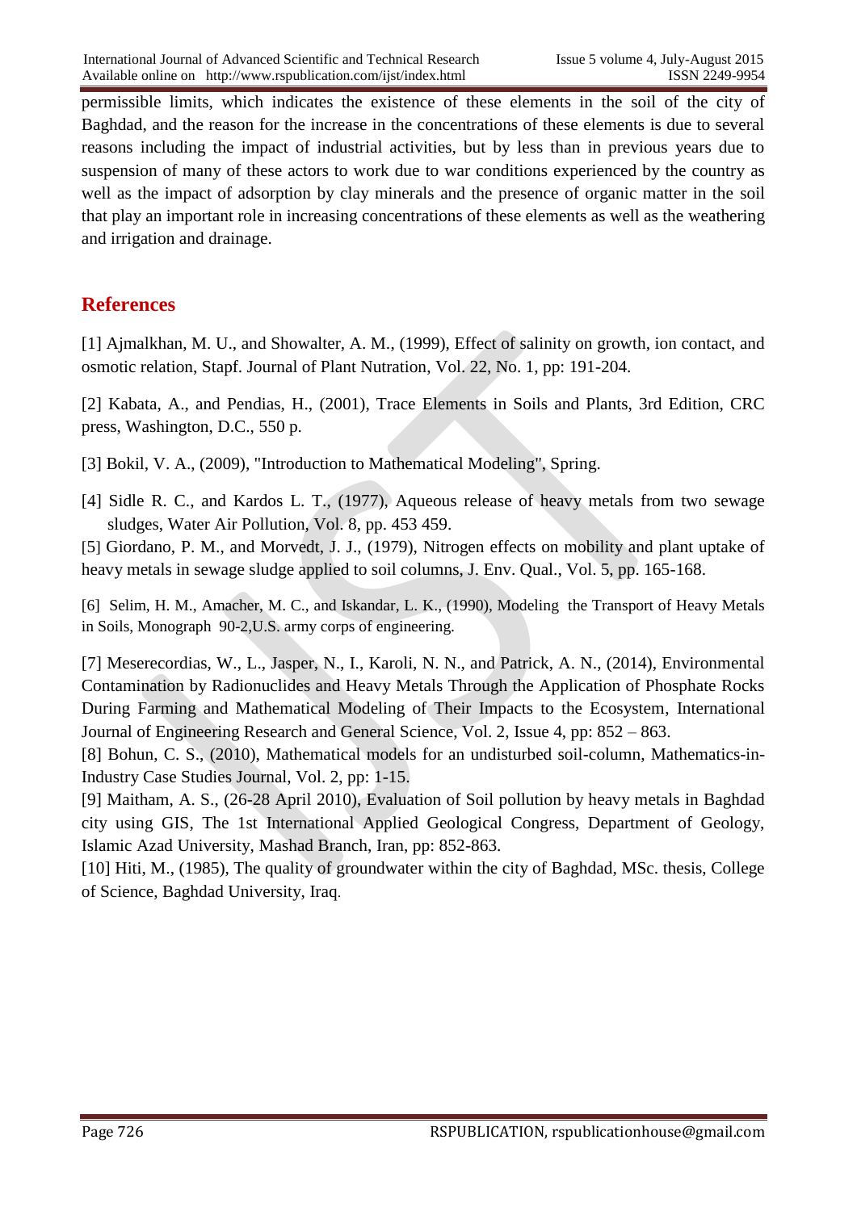permissible limits, which indicates the existence of these elements in the soil of the city of Baghdad, and the reason for the increase in the concentrations of these elements is due to several reasons including the impact of industrial activities, but by less than in previous years due to suspension of many of these actors to work due to war conditions experienced by the country as well as the impact of adsorption by clay minerals and the presence of organic matter in the soil that play an important role in increasing concentrations of these elements as well as the weathering and irrigation and drainage.

## References

[1] Ajmalkhan, M. U., and Showalter, A. M., (1999), Effect of salinity on growth, ion contact, and osmotic relation, Stapf. Journal of Plant Nutration, Vol. 22, No. 1, pp: 191-204.

[2] Kabata, A., and Pendias, H., (2001), Trace Elements in Soils and Plants, 3rd Edition, CRC press, Washington, D.C., 550 p.

[3] Bokil, V. A., (2009), "Introduction to Mathematical Modeling", Spring.

[4] Sidle R. C., and Kardos L. T., (1977), Aqueous release of heavy metals from two sewage sludges, Water Air Pollution, Vol. 8, pp. 453 459.

[5] Giordano, P. M., and Morvedt, J. J., (1979), Nitrogen effects on mobility and plant uptake of heavy metals in sewage sludge applied to soil columns, J. Env. Qual., Vol. 5, pp. 165-168.

[6] Selim, H. M., Amacher, M. C., and Iskandar, L. K., (1990), Modeling the Transport of Heavy Metals in Soils, Monograph 90-2,U.S. army corps of engineering.

[7] Meserecordias, W., L., Jasper, N., I., Karoli, N. N., and Patrick, A. N., (2014), Environmental Contamination by Radionuclides and Heavy Metals Through the Application of Phosphate Rocks During Farming and Mathematical Modeling of Their Impacts to the Ecosystem, International Journal of Engineering Research and General Science, Vol. 2, Issue 4, pp: 852 – 863.

[8] Bohun, C. S., (2010), Mathematical models for an undisturbed soil-column, Mathematics-in-Industry Case Studies Journal, Vol. 2, pp: 1-15.

[9] Maitham, A. S., (26-28 April 2010), Evaluation of Soil pollution by heavy metals in Baghdad city using GIS, The 1st International Applied Geological Congress, Department of Geology, Islamic Azad University, Mashad Branch, Iran, pp: 852-863.

[10] Hiti, M., (1985), The quality of groundwater within the city of Baghdad, MSc. thesis, College of Science, Baghdad University, Iraq.